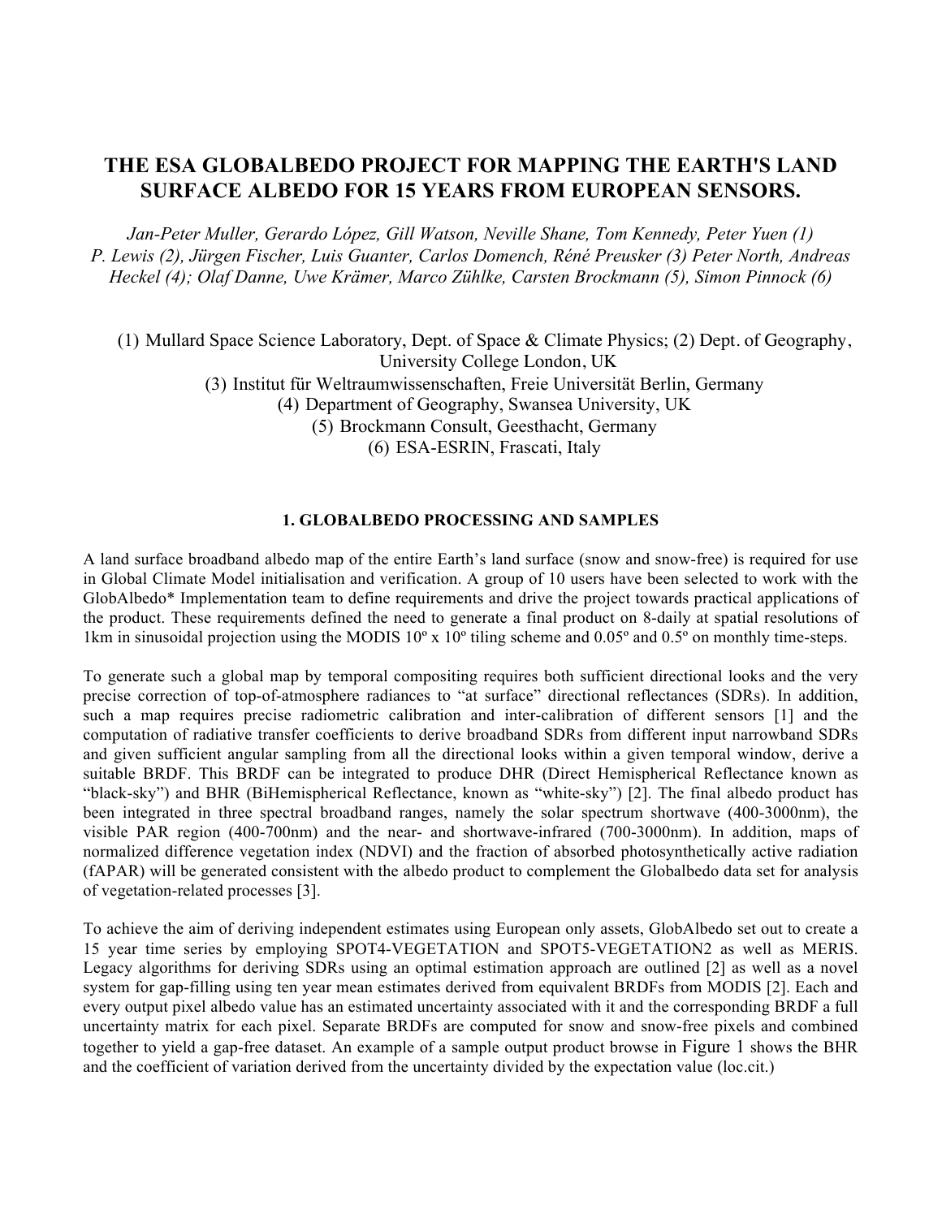# THE ESA GLOBALBEDO PROJECT FOR MAPPING THE EARTH'S LAND SURFACE ALBEDO FOR 15 YEARS FROM EUROPEAN SENSORS.

*Jan-Peter Muller, Gerardo López, Gill Watson, Neville Shane, Tom Kennedy, Peter Yuen (1) P. Lewis (2), Jürgen Fischer, Luis Guanter, Carlos Domench, Réné Preusker (3) Peter North, Andreas Heckel (4); Olaf Danne, Uwe Krämer, Marco Zühlke, Carsten Brockmann (5), Simon Pinnock (6)*

(1) Mullard Space Science Laboratory, Dept. of Space & Climate Physics; (2) Dept. of Geography, University College London, UK
(3) Institut für Weltraumwissenschaften, Freie Universität Berlin, Germany
(4) Department of Geography, Swansea University, UK
(5) Brockmann Consult, Geesthacht, Germany
(6) ESA-ESRIN, Frascati, Italy

## 1. GLOBALBEDO PROCESSING AND SAMPLES

A land surface broadband albedo map of the entire Earth's land surface (snow and snow-free) is required for use in Global Climate Model initialisation and verification. A group of 10 users have been selected to work with the GlobAlbedo* Implementation team to define requirements and drive the project towards practical applications of the product. These requirements defined the need to generate a final product on 8-daily at spatial resolutions of 1km in sinusoidal projection using the MODIS 10º x 10º tiling scheme and 0.05º and 0.5º on monthly time-steps.

To generate such a global map by temporal compositing requires both sufficient directional looks and the very precise correction of top-of-atmosphere radiances to "at surface" directional reflectances (SDRs). In addition, such a map requires precise radiometric calibration and inter-calibration of different sensors [1] and the computation of radiative transfer coefficients to derive broadband SDRs from different input narrowband SDRs and given sufficient angular sampling from all the directional looks within a given temporal window, derive a suitable BRDF. This BRDF can be integrated to produce DHR (Direct Hemispherical Reflectance known as "black-sky") and BHR (BiHemispherical Reflectance, known as "white-sky") [2]. The final albedo product has been integrated in three spectral broadband ranges, namely the solar spectrum shortwave (400-3000nm), the visible PAR region (400-700nm) and the near- and shortwave-infrared (700-3000nm). In addition, maps of normalized difference vegetation index (NDVI) and the fraction of absorbed photosynthetically active radiation (fAPAR) will be generated consistent with the albedo product to complement the Globalbedo data set for analysis of vegetation-related processes [3].

To achieve the aim of deriving independent estimates using European only assets, GlobAlbedo set out to create a 15 year time series by employing SPOT4-VEGETATION and SPOT5-VEGETATION2 as well as MERIS. Legacy algorithms for deriving SDRs using an optimal estimation approach are outlined [2] as well as a novel system for gap-filling using ten year mean estimates derived from equivalent BRDFs from MODIS [2]. Each and every output pixel albedo value has an estimated uncertainty associated with it and the corresponding BRDF a full uncertainty matrix for each pixel. Separate BRDFs are computed for snow and snow-free pixels and combined together to yield a gap-free dataset. An example of a sample output product browse in Figure 1 shows the BHR and the coefficient of variation derived from the uncertainty divided by the expectation value (loc.cit.)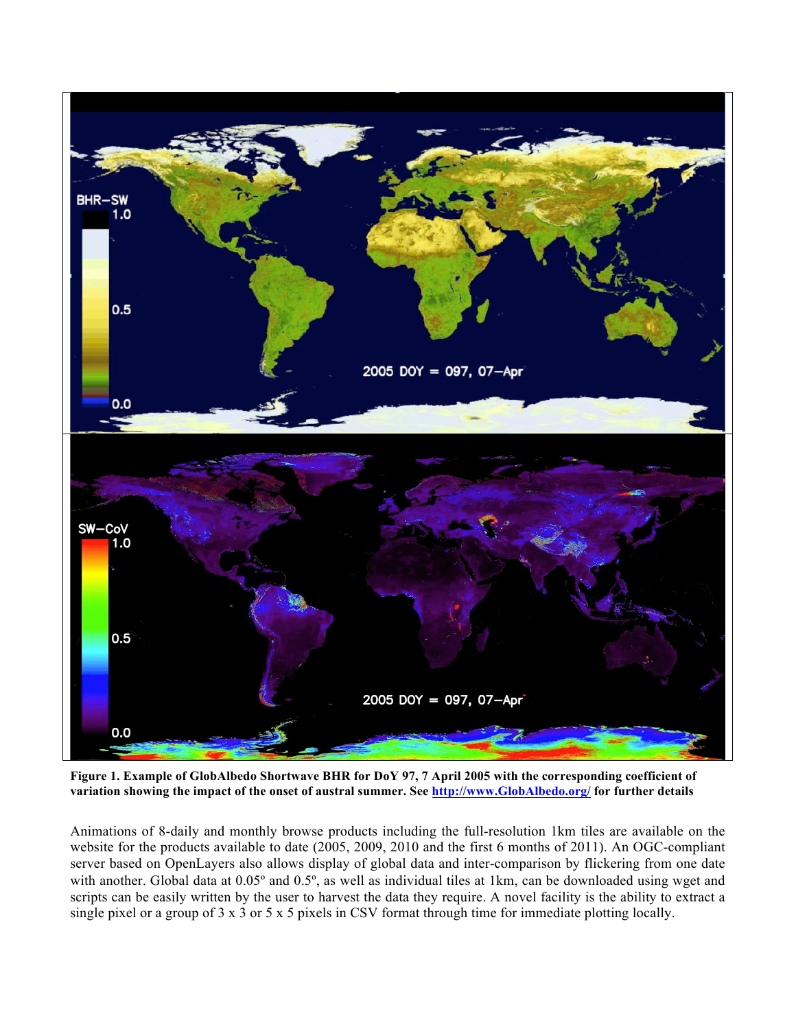**Figure 1. Example of GlobAlbedo Shortwave BHR for DoY 97, 7 April 2005 with the corresponding coefficient of variation showing the impact of the onset of austral summer. See [http://www.GlobAlbedo.org/](http://www.GlobAlbedo.org/) for further details**

Animations of 8-daily and monthly browse products including the full-resolution 1km tiles are available on the website for the products available to date (2005, 2009, 2010 and the first 6 months of 2011). An OGC-compliant server based on OpenLayers also allows display of global data and inter-comparison by flickering from one date with another. Global data at 0.05º and 0.5º, as well as individual tiles at 1km, can be downloaded using wget and scripts can be easily written by the user to harvest the data they require. A novel facility is the ability to extract a single pixel or a group of 3 x 3 or 5 x 5 pixels in CSV format through time for immediate plotting locally.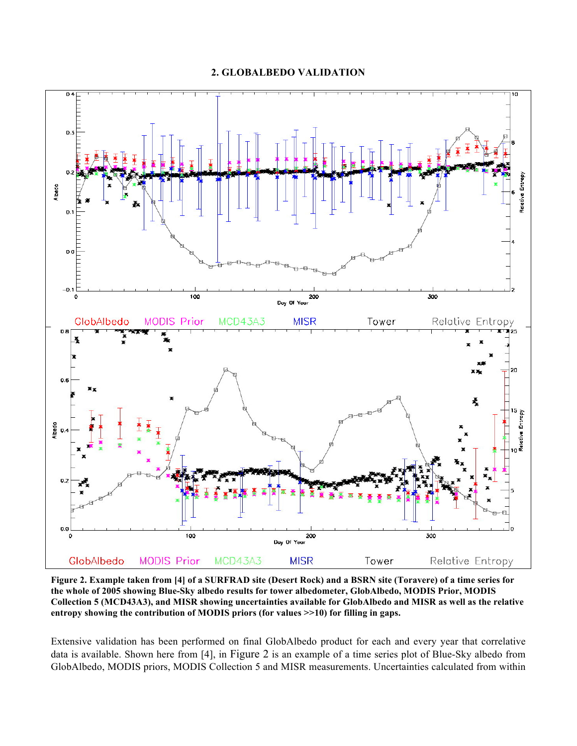## 2. GLOBALBEDO VALIDATION

**Figure 2. Example taken from [4] of a SURFRAD site (Desert Rock) and a BSRN site (Toravere) of a time series for the whole of 2005 showing Blue-Sky albedo results for tower albedometer, GlobAlbedo, MODIS Prior, MODIS Collection 5 (MCD43A3), and MISR showing uncertainties available for GlobAlbedo and MISR as well as the relative entropy showing the contribution of MODIS priors (for values >>10) for filling in gaps.**

Extensive validation has been performed on final GlobAlbedo product for each and every year that correlative data is available. Shown here from [4], in Figure 2 is an example of a time series plot of Blue-Sky albedo from GlobAlbedo, MODIS priors, MODIS Collection 5 and MISR measurements. Uncertainties calculated from within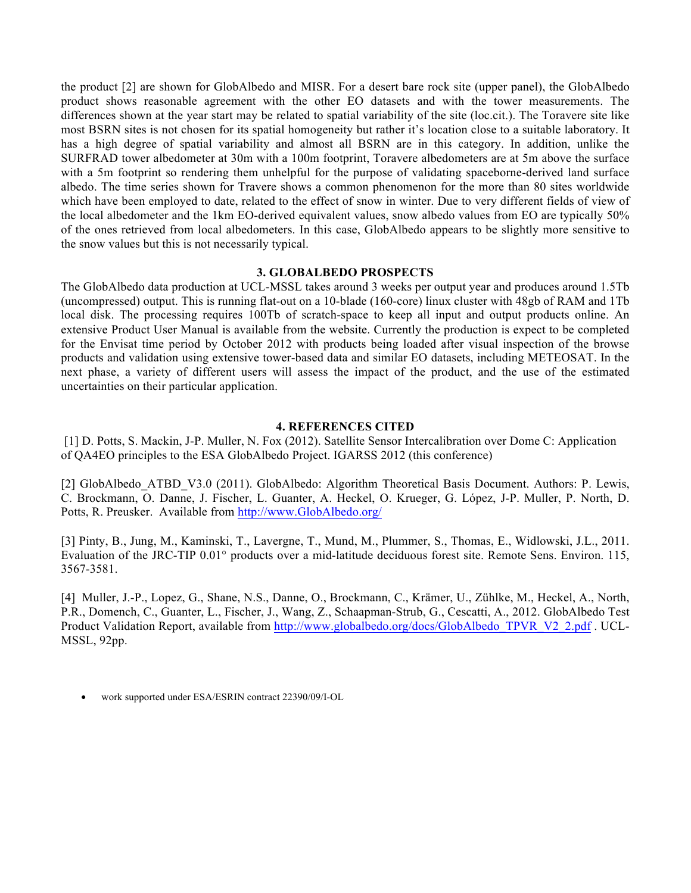the product [2] are shown for GlobAlbedo and MISR. For a desert bare rock site (upper panel), the GlobAlbedo product shows reasonable agreement with the other EO datasets and with the tower measurements. The differences shown at the year start may be related to spatial variability of the site (loc.cit.). The Toravere site like most BSRN sites is not chosen for its spatial homogeneity but rather it's location close to a suitable laboratory. It has a high degree of spatial variability and almost all BSRN are in this category. In addition, unlike the SURFRAD tower albedometer at 30m with a 100m footprint, Toravere albedometers are at 5m above the surface with a 5m footprint so rendering them unhelpful for the purpose of validating spaceborne-derived land surface albedo. The time series shown for Travere shows a common phenomenon for the more than 80 sites worldwide which have been employed to date, related to the effect of snow in winter. Due to very different fields of view of the local albedometer and the 1km EO-derived equivalent values, snow albedo values from EO are typically 50% of the ones retrieved from local albedometers. In this case, GlobAlbedo appears to be slightly more sensitive to the snow values but this is not necessarily typical.

## 3. GLOBALBEDO PROSPECTS

The GlobAlbedo data production at UCL-MSSL takes around 3 weeks per output year and produces around 1.5Tb (uncompressed) output. This is running flat-out on a 10-blade (160-core) linux cluster with 48gb of RAM and 1Tb local disk. The processing requires 100Tb of scratch-space to keep all input and output products online. An extensive Product User Manual is available from the website. Currently the production is expect to be completed for the Envisat time period by October 2012 with products being loaded after visual inspection of the browse products and validation using extensive tower-based data and similar EO datasets, including METEOSAT. In the next phase, a variety of different users will assess the impact of the product, and the use of the estimated uncertainties on their particular application.

## 4. REFERENCES CITED

[1] D. Potts, S. Mackin, J-P. Muller, N. Fox (2012). Satellite Sensor Intercalibration over Dome C: Application of QA4EO principles to the ESA GlobAlbedo Project. IGARSS 2012 (this conference)

[2] GlobAlbedo_ATBD_V3.0 (2011). GlobAlbedo: Algorithm Theoretical Basis Document. Authors: P. Lewis, C. Brockmann, O. Danne, J. Fischer, L. Guanter, A. Heckel, O. Krueger, G. López, J-P. Muller, P. North, D. Potts, R. Preusker. Available from http://www.GlobAlbedo.org/

[3] Pinty, B., Jung, M., Kaminski, T., Lavergne, T., Mund, M., Plummer, S., Thomas, E., Widlowski, J.L., 2011. Evaluation of the JRC-TIP 0.01° products over a mid-latitude deciduous forest site. Remote Sens. Environ. 115, 3567-3581.

[4] Muller, J.-P., Lopez, G., Shane, N.S., Danne, O., Brockmann, C., Krämer, U., Zühlke, M., Heckel, A., North, P.R., Domench, C., Guanter, L., Fischer, J., Wang, Z., Schaapman-Strub, G., Cescatti, A., 2012. GlobAlbedo Test Product Validation Report, available from http://www.globalbedo.org/docs/GlobAlbedo_TPVR_V2_2.pdf . UCL-MSSL, 92pp.

- work supported under ESA/ESRIN contract 22390/09/I-OL